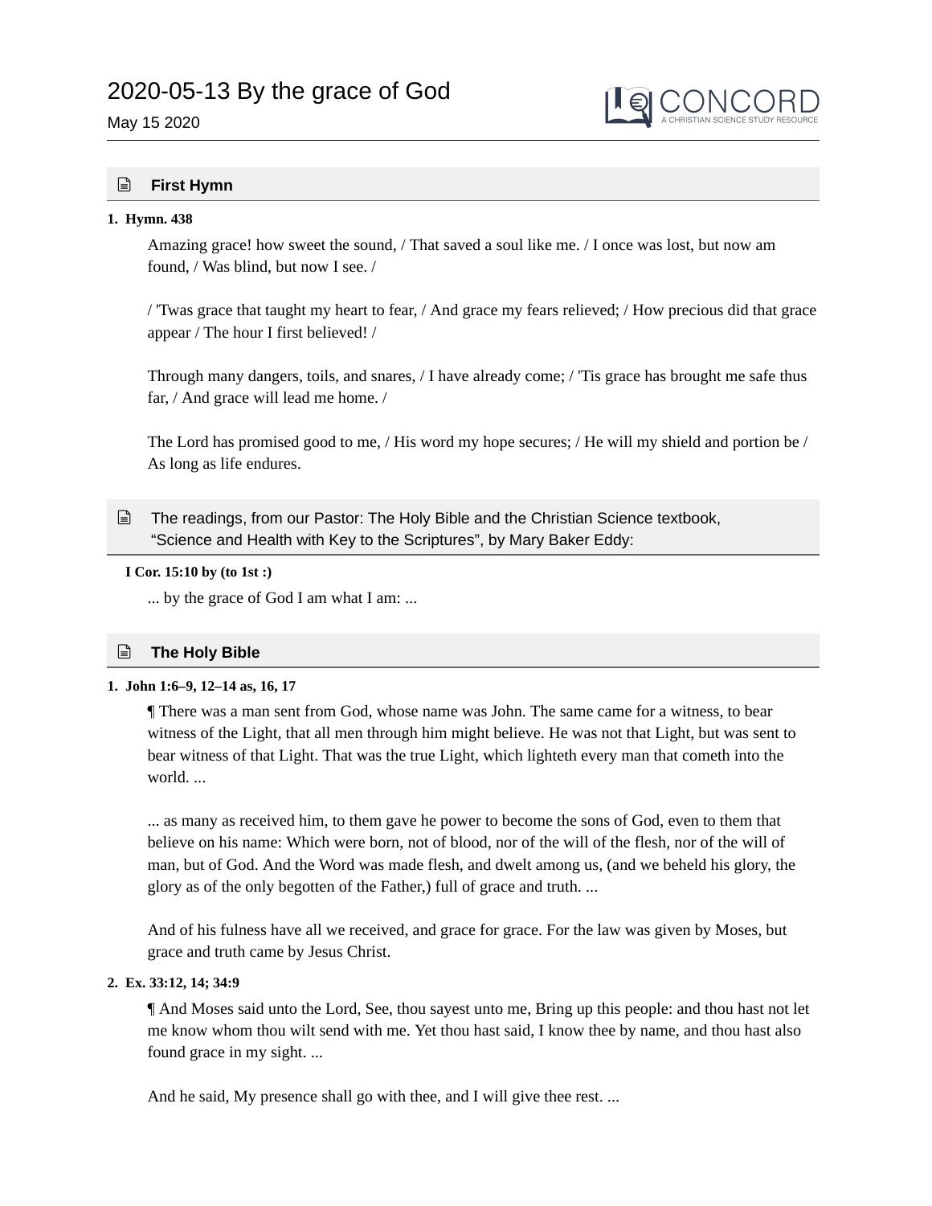# 2020-05-13 By the grace of God

May 15 2020

## First Hymn

**1. Hymn. 438**

Amazing grace! how sweet the sound, / That saved a soul like me. / I once was lost, but now am found, / Was blind, but now I see. /

/ 'Twas grace that taught my heart to fear, / And grace my fears relieved; / How precious did that grace appear / The hour I first believed! /

Through many dangers, toils, and snares, / I have already come; / 'Tis grace has brought me safe thus far, / And grace will lead me home. /

The Lord has promised good to me, / His word my hope secures; / He will my shield and portion be / As long as life endures.

## The readings, from our Pastor: The Holy Bible and the Christian Science textbook, "Science and Health with Key to the Scriptures", by Mary Baker Eddy:

**I Cor. 15:10 by (to 1st :)**

... by the grace of God I am what I am: ...

## The Holy Bible

**1. John 1:6–9, 12–14 as, 16, 17**

¶ There was a man sent from God, whose name was John. The same came for a witness, to bear witness of the Light, that all men through him might believe. He was not that Light, but was sent to bear witness of that Light. That was the true Light, which lighteth every man that cometh into the world. ...

... as many as received him, to them gave he power to become the sons of God, even to them that believe on his name: Which were born, not of blood, nor of the will of the flesh, nor of the will of man, but of God. And the Word was made flesh, and dwelt among us, (and we beheld his glory, the glory as of the only begotten of the Father,) full of grace and truth. ...

And of his fulness have all we received, and grace for grace. For the law was given by Moses, but grace and truth came by Jesus Christ.

**2. Ex. 33:12, 14; 34:9**

¶ And Moses said unto the Lord, See, thou sayest unto me, Bring up this people: and thou hast not let me know whom thou wilt send with me. Yet thou hast said, I know thee by name, and thou hast also found grace in my sight. ...

And he said, My presence shall go with thee, and I will give thee rest. ...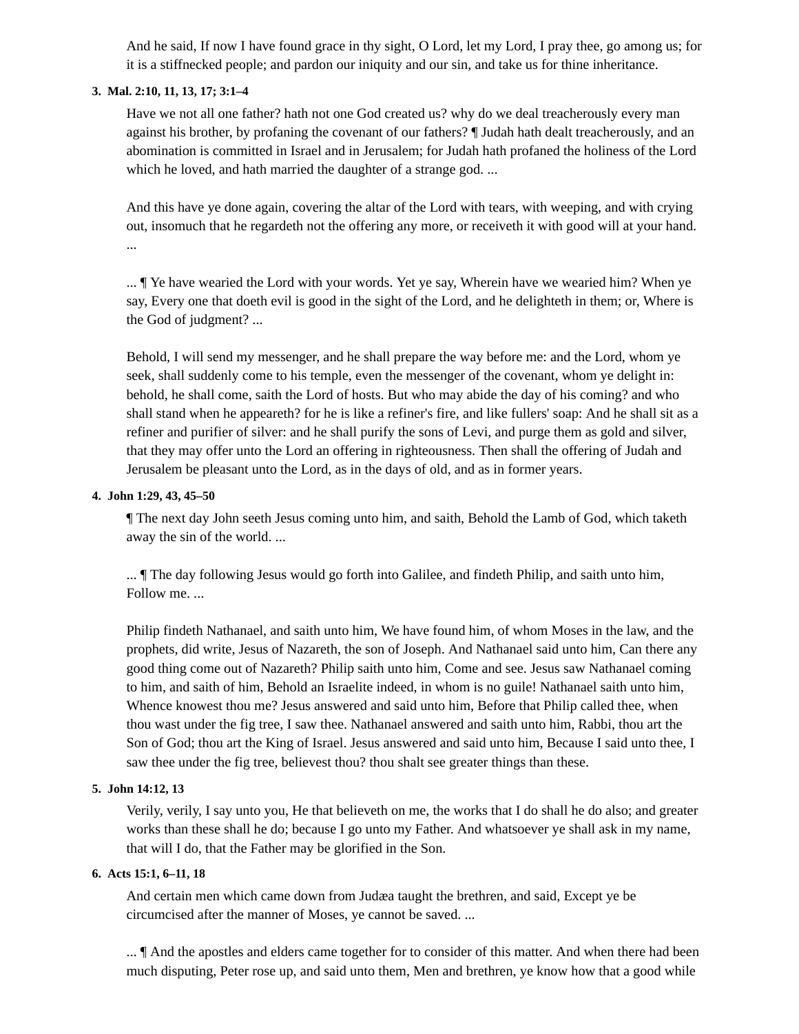And he said, If now I have found grace in thy sight, O Lord, let my Lord, I pray thee, go among us; for it is a stiffnecked people; and pardon our iniquity and our sin, and take us for thine inheritance.

3. **Mal. 2:10, 11, 13, 17; 3:1–4**

Have we not all one father? hath not one God created us? why do we deal treacherously every man against his brother, by profaning the covenant of our fathers? ¶ Judah hath dealt treacherously, and an abomination is committed in Israel and in Jerusalem; for Judah hath profaned the holiness of the Lord which he loved, and hath married the daughter of a strange god. ...

And this have ye done again, covering the altar of the Lord with tears, with weeping, and with crying out, insomuch that he regardeth not the offering any more, or receiveth it with good will at your hand. ...

... ¶ Ye have wearied the Lord with your words. Yet ye say, Wherein have we wearied him? When ye say, Every one that doeth evil is good in the sight of the Lord, and he delighteth in them; or, Where is the God of judgment? ...

Behold, I will send my messenger, and he shall prepare the way before me: and the Lord, whom ye seek, shall suddenly come to his temple, even the messenger of the covenant, whom ye delight in: behold, he shall come, saith the Lord of hosts. But who may abide the day of his coming? and who shall stand when he appeareth? for he is like a refiner's fire, and like fullers' soap: And he shall sit as a refiner and purifier of silver: and he shall purify the sons of Levi, and purge them as gold and silver, that they may offer unto the Lord an offering in righteousness. Then shall the offering of Judah and Jerusalem be pleasant unto the Lord, as in the days of old, and as in former years.

4. **John 1:29, 43, 45–50**

¶ The next day John seeth Jesus coming unto him, and saith, Behold the Lamb of God, which taketh away the sin of the world. ...

... ¶ The day following Jesus would go forth into Galilee, and findeth Philip, and saith unto him, Follow me. ...

Philip findeth Nathanael, and saith unto him, We have found him, of whom Moses in the law, and the prophets, did write, Jesus of Nazareth, the son of Joseph. And Nathanael said unto him, Can there any good thing come out of Nazareth? Philip saith unto him, Come and see. Jesus saw Nathanael coming to him, and saith of him, Behold an Israelite indeed, in whom is no guile! Nathanael saith unto him, Whence knowest thou me? Jesus answered and said unto him, Before that Philip called thee, when thou wast under the fig tree, I saw thee. Nathanael answered and saith unto him, Rabbi, thou art the Son of God; thou art the King of Israel. Jesus answered and said unto him, Because I said unto thee, I saw thee under the fig tree, believest thou? thou shalt see greater things than these.

5. **John 14:12, 13**

Verily, verily, I say unto you, He that believeth on me, the works that I do shall he do also; and greater works than these shall he do; because I go unto my Father. And whatsoever ye shall ask in my name, that will I do, that the Father may be glorified in the Son.

6. **Acts 15:1, 6–11, 18**

And certain men which came down from Judæa taught the brethren, and said, Except ye be circumcised after the manner of Moses, ye cannot be saved. ...

... ¶ And the apostles and elders came together for to consider of this matter. And when there had been much disputing, Peter rose up, and said unto them, Men and brethren, ye know how that a good while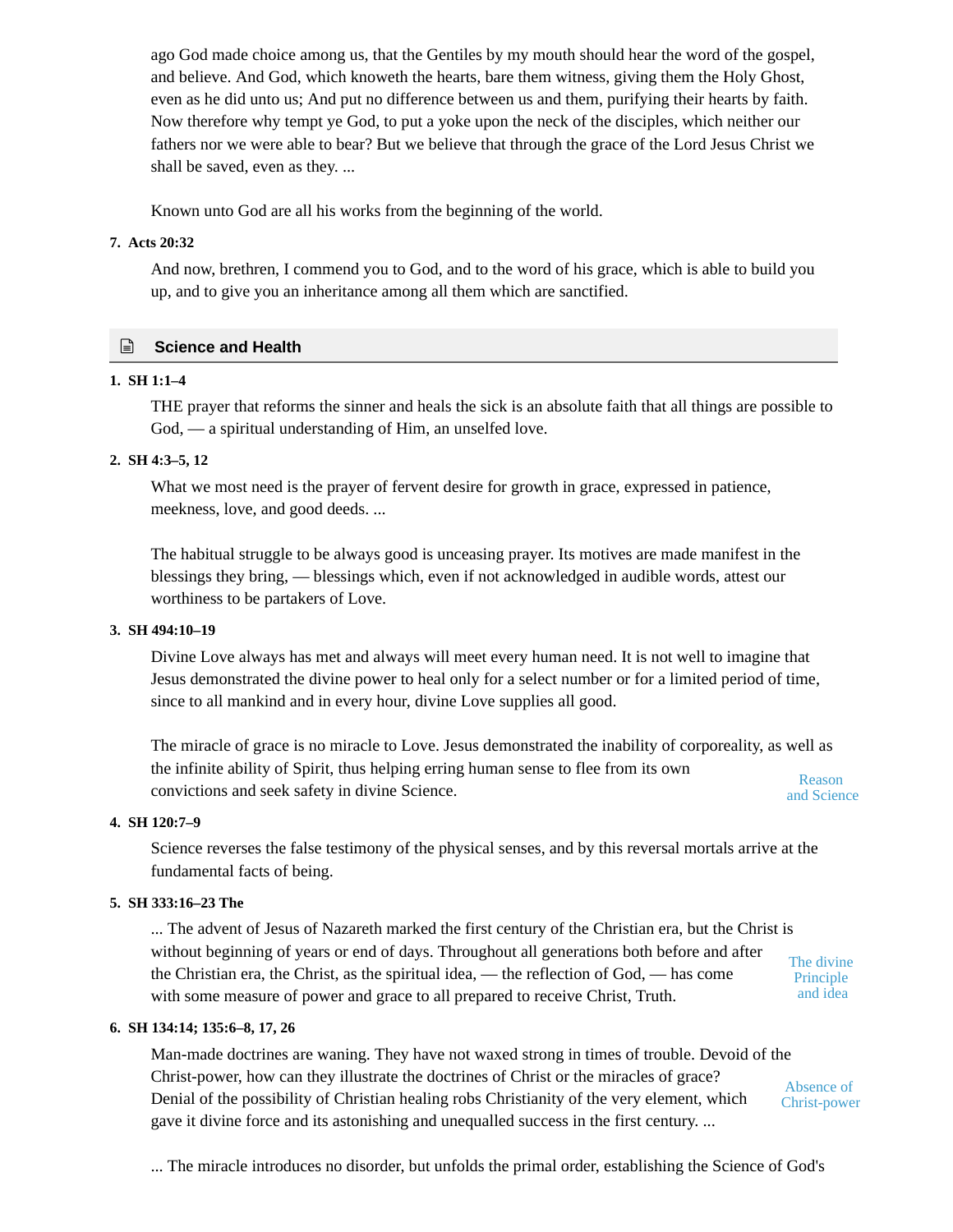ago God made choice among us, that the Gentiles by my mouth should hear the word of the gospel, and believe. And God, which knoweth the hearts, bare them witness, giving them the Holy Ghost, even as he did unto us; And put no difference between us and them, purifying their hearts by faith. Now therefore why tempt ye God, to put a yoke upon the neck of the disciples, which neither our fathers nor we were able to bear? But we believe that through the grace of the Lord Jesus Christ we shall be saved, even as they. ...

Known unto God are all his works from the beginning of the world.

7. **Acts 20:32**

   And now, brethren, I commend you to God, and to the word of his grace, which is able to build you up, and to give you an inheritance among all them which are sanctified.

## Science and Health

1. **SH 1:1–4**

   THE prayer that reforms the sinner and heals the sick is an absolute faith that all things are possible to God, — a spiritual understanding of Him, an unselfed love.

2. **SH 4:3–5, 12**

   What we most need is the prayer of fervent desire for growth in grace, expressed in patience, meekness, love, and good deeds. ...

   The habitual struggle to be always good is unceasing prayer. Its motives are made manifest in the blessings they bring, — blessings which, even if not acknowledged in audible words, attest our worthiness to be partakers of Love.

3. **SH 494:10–19**

   Divine Love always has met and always will meet every human need. It is not well to imagine that Jesus demonstrated the divine power to heal only for a select number or for a limited period of time, since to all mankind and in every hour, divine Love supplies all good.

   Reason and Science

   The miracle of grace is no miracle to Love. Jesus demonstrated the inability of corporeality, as well as the infinite ability of Spirit, thus helping erring human sense to flee from its own convictions and seek safety in divine Science.

4. **SH 120:7–9**

   Science reverses the false testimony of the physical senses, and by this reversal mortals arrive at the fundamental facts of being.

5. **SH 333:16–23 The**

   The divine Principle and idea

   ... The advent of Jesus of Nazareth marked the first century of the Christian era, but the Christ is without beginning of years or end of days. Throughout all generations both before and after the Christian era, the Christ, as the spiritual idea, — the reflection of God, — has come with some measure of power and grace to all prepared to receive Christ, Truth.

6. **SH 134:14; 135:6–8, 17, 26**

   Absence of Christ-power

   Man-made doctrines are waning. They have not waxed strong in times of trouble. Devoid of the Christ-power, how can they illustrate the doctrines of Christ or the miracles of grace? Denial of the possibility of Christian healing robs Christianity of the very element, which gave it divine force and its astonishing and unequalled success in the first century. ...

   ... The miracle introduces no disorder, but unfolds the primal order, establishing the Science of God's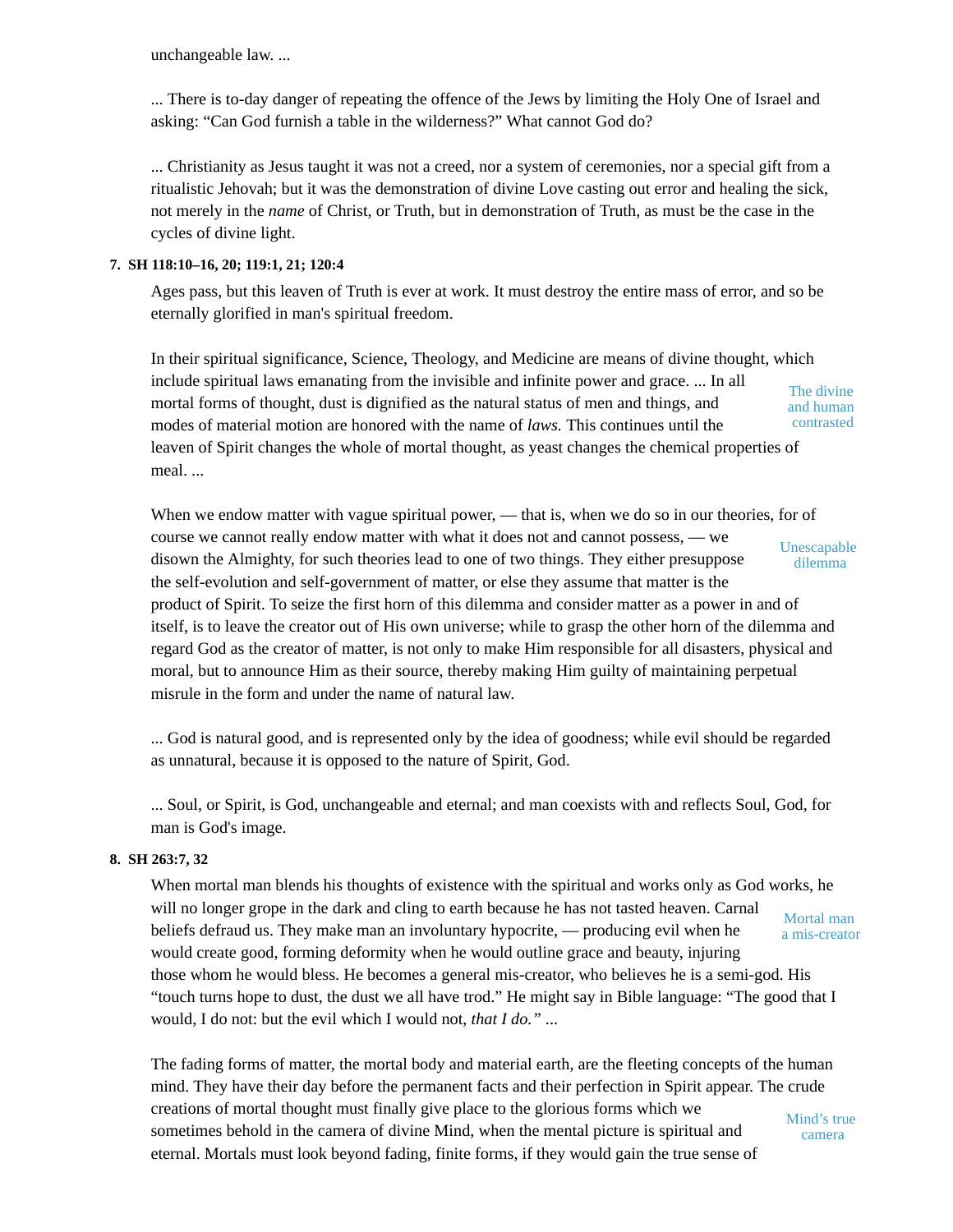unchangeable law. ...

... There is to-day danger of repeating the offence of the Jews by limiting the Holy One of Israel and asking: "Can God furnish a table in the wilderness?" What cannot God do?

... Christianity as Jesus taught it was not a creed, nor a system of ceremonies, nor a special gift from a ritualistic Jehovah; but it was the demonstration of divine Love casting out error and healing the sick, not merely in the *name* of Christ, or Truth, but in demonstration of Truth, as must be the case in the cycles of divine light.

**7. SH 118:10–16, 20; 119:1, 21; 120:4**

Ages pass, but this leaven of Truth is ever at work. It must destroy the entire mass of error, and so be eternally glorified in man's spiritual freedom.

*The divine and human contrasted*

In their spiritual significance, Science, Theology, and Medicine are means of divine thought, which include spiritual laws emanating from the invisible and infinite power and grace. ... In all mortal forms of thought, dust is dignified as the natural status of men and things, and modes of material motion are honored with the name of *laws.* This continues until the leaven of Spirit changes the whole of mortal thought, as yeast changes the chemical properties of meal. ...

*Unescapable dilemma*

When we endow matter with vague spiritual power, — that is, when we do so in our theories, for of course we cannot really endow matter with what it does not and cannot possess, — we disown the Almighty, for such theories lead to one of two things. They either presuppose the self-evolution and self-government of matter, or else they assume that matter is the product of Spirit. To seize the first horn of this dilemma and consider matter as a power in and of itself, is to leave the creator out of His own universe; while to grasp the other horn of the dilemma and regard God as the creator of matter, is not only to make Him responsible for all disasters, physical and moral, but to announce Him as their source, thereby making Him guilty of maintaining perpetual misrule in the form and under the name of natural law.

... God is natural good, and is represented only by the idea of goodness; while evil should be regarded as unnatural, because it is opposed to the nature of Spirit, God.

... Soul, or Spirit, is God, unchangeable and eternal; and man coexists with and reflects Soul, God, for man is God's image.

**8. SH 263:7, 32**

*Mortal man a mis-creator*

When mortal man blends his thoughts of existence with the spiritual and works only as God works, he will no longer grope in the dark and cling to earth because he has not tasted heaven. Carnal beliefs defraud us. They make man an involuntary hypocrite, — producing evil when he would create good, forming deformity when he would outline grace and beauty, injuring those whom he would bless. He becomes a general mis-creator, who believes he is a semi-god. His "touch turns hope to dust, the dust we all have trod." He might say in Bible language: "The good that I would, I do not: but the evil which I would not, *that I do."* ...

*Mind's true camera*

The fading forms of matter, the mortal body and material earth, are the fleeting concepts of the human mind. They have their day before the permanent facts and their perfection in Spirit appear. The crude creations of mortal thought must finally give place to the glorious forms which we sometimes behold in the camera of divine Mind, when the mental picture is spiritual and eternal. Mortals must look beyond fading, finite forms, if they would gain the true sense of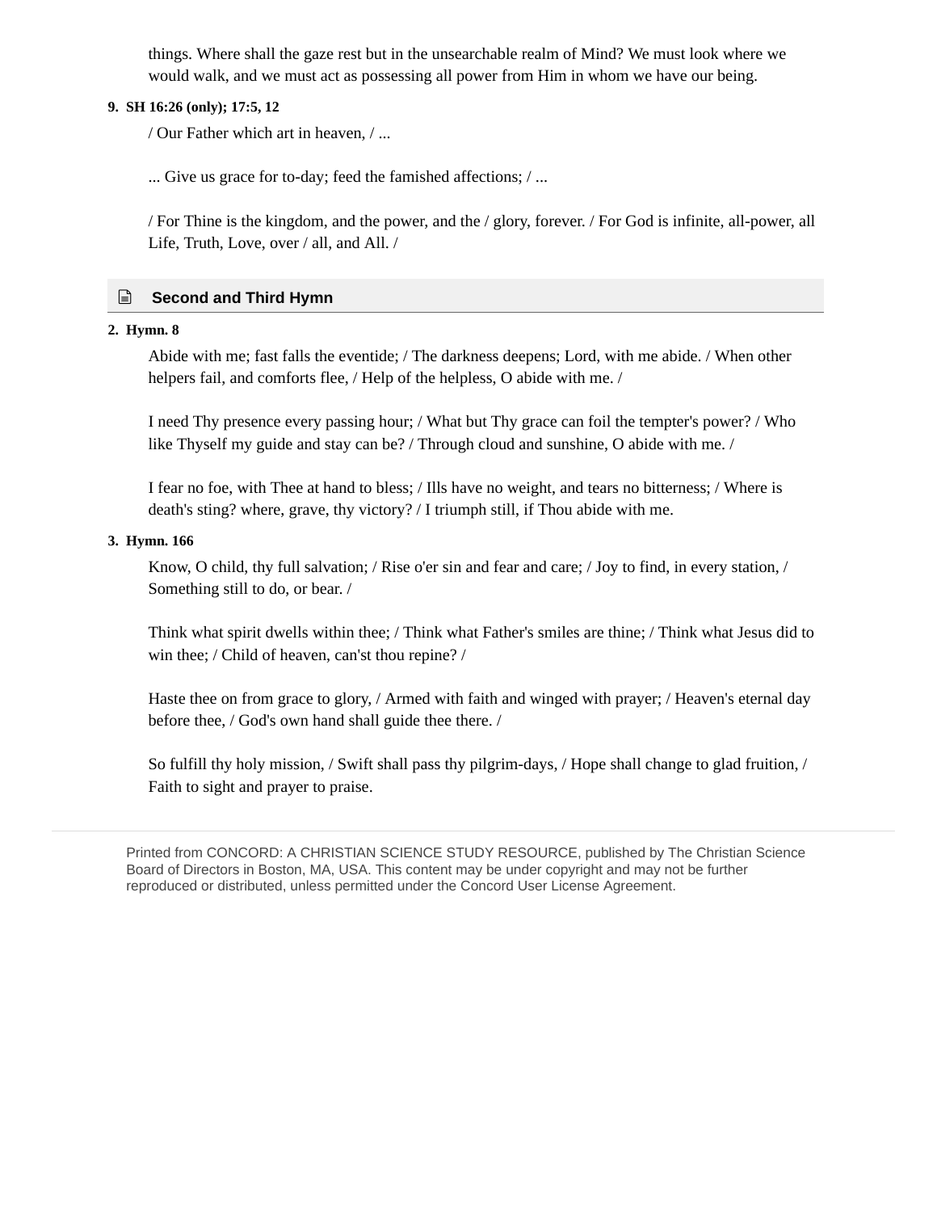things. Where shall the gaze rest but in the unsearchable realm of Mind? We must look where we would walk, and we must act as possessing all power from Him in whom we have our being.

**9. SH 16:26 (only); 17:5, 12**

/ Our Father which art in heaven, / ...

... Give us grace for to-day; feed the famished affections; / ...

/ For Thine is the kingdom, and the power, and the / glory, forever. / For God is infinite, all-power, all Life, Truth, Love, over / all, and All. /

## Second and Third Hymn

**2. Hymn. 8**

Abide with me; fast falls the eventide; / The darkness deepens; Lord, with me abide. / When other helpers fail, and comforts flee, / Help of the helpless, O abide with me. /

I need Thy presence every passing hour; / What but Thy grace can foil the tempter's power? / Who like Thyself my guide and stay can be? / Through cloud and sunshine, O abide with me. /

I fear no foe, with Thee at hand to bless; / Ills have no weight, and tears no bitterness; / Where is death's sting? where, grave, thy victory? / I triumph still, if Thou abide with me.

**3. Hymn. 166**

Know, O child, thy full salvation; / Rise o'er sin and fear and care; / Joy to find, in every station, / Something still to do, or bear. /

Think what spirit dwells within thee; / Think what Father's smiles are thine; / Think what Jesus did to win thee; / Child of heaven, can'st thou repine? /

Haste thee on from grace to glory, / Armed with faith and winged with prayer; / Heaven's eternal day before thee, / God's own hand shall guide thee there. /

So fulfill thy holy mission, / Swift shall pass thy pilgrim-days, / Hope shall change to glad fruition, / Faith to sight and prayer to praise.

Printed from CONCORD: A CHRISTIAN SCIENCE STUDY RESOURCE, published by The Christian Science Board of Directors in Boston, MA, USA. This content may be under copyright and may not be further reproduced or distributed, unless permitted under the Concord User License Agreement.